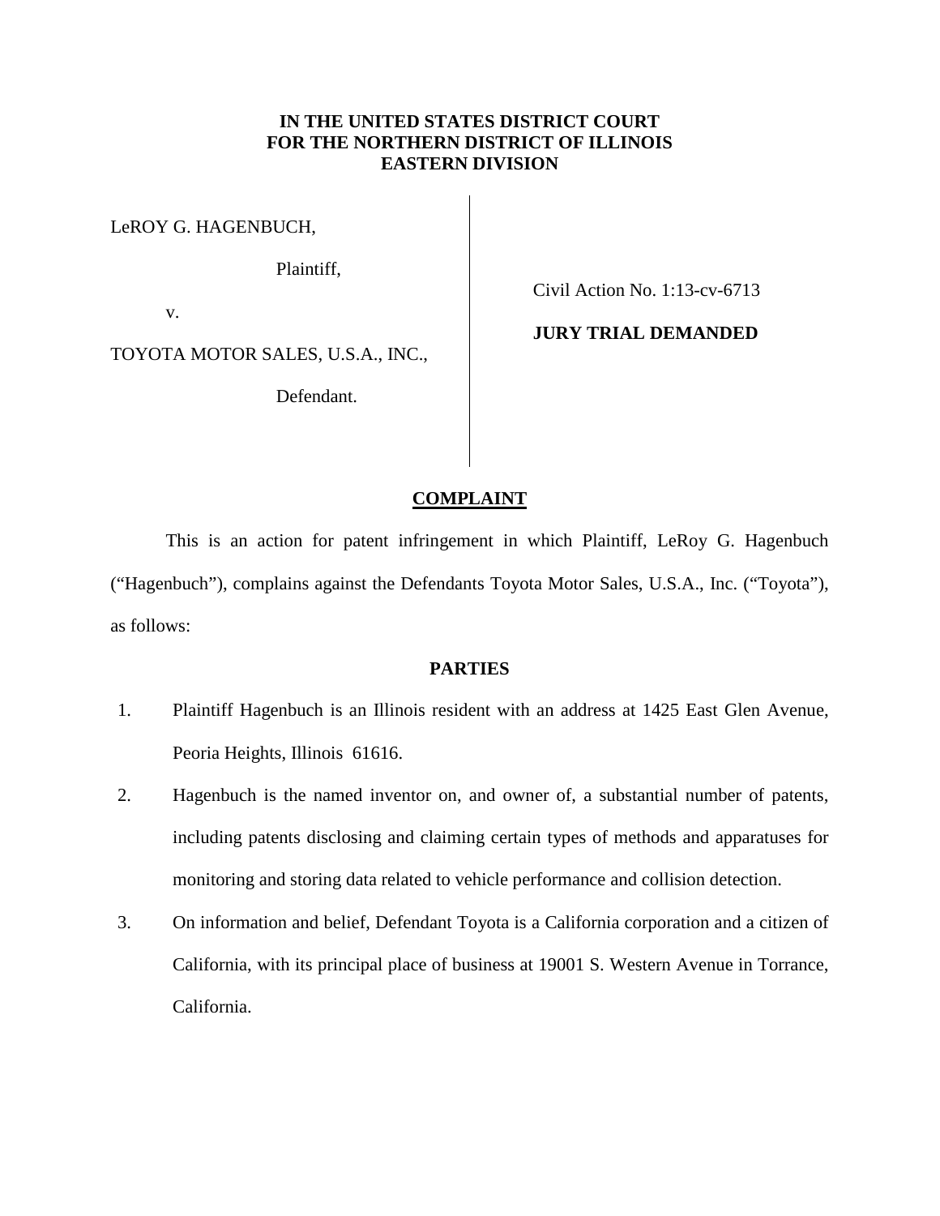**IN THE UNITED STATES DISTRICT COURT**
**FOR THE NORTHERN DISTRICT OF ILLINOIS**
**EASTERN DIVISION**

| | |
|---|---|
| LeROY G. HAGENBUCH,<br><br>Plaintiff,<br><br>v.<br><br>TOYOTA MOTOR SALES, U.S.A., INC.,<br><br>Defendant. | Civil Action No. 1:13-cv-6713<br><br>**JURY TRIAL DEMANDED** |

## COMPLAINT

This is an action for patent infringement in which Plaintiff, LeRoy G. Hagenbuch ("Hagenbuch"), complains against the Defendants Toyota Motor Sales, U.S.A., Inc. ("Toyota"), as follows:

### PARTIES

1. Plaintiff Hagenbuch is an Illinois resident with an address at 1425 East Glen Avenue, Peoria Heights, Illinois 61616.

2. Hagenbuch is the named inventor on, and owner of, a substantial number of patents, including patents disclosing and claiming certain types of methods and apparatuses for monitoring and storing data related to vehicle performance and collision detection.

3. On information and belief, Defendant Toyota is a California corporation and a citizen of California, with its principal place of business at 19001 S. Western Avenue in Torrance, California.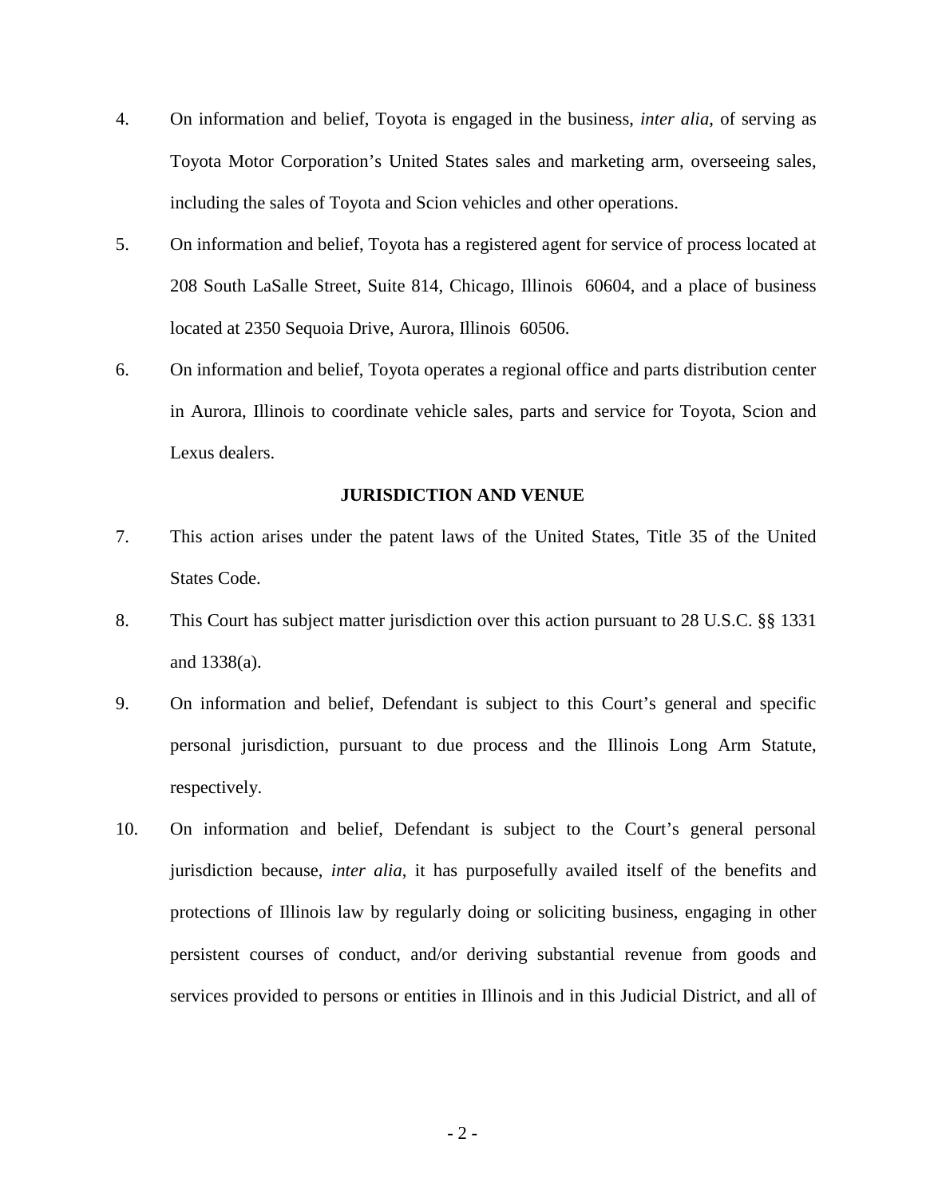4. On information and belief, Toyota is engaged in the business, *inter alia*, of serving as Toyota Motor Corporation's United States sales and marketing arm, overseeing sales, including the sales of Toyota and Scion vehicles and other operations.

5. On information and belief, Toyota has a registered agent for service of process located at 208 South LaSalle Street, Suite 814, Chicago, Illinois 60604, and a place of business located at 2350 Sequoia Drive, Aurora, Illinois 60506.

6. On information and belief, Toyota operates a regional office and parts distribution center in Aurora, Illinois to coordinate vehicle sales, parts and service for Toyota, Scion and Lexus dealers.

**JURISDICTION AND VENUE**

7. This action arises under the patent laws of the United States, Title 35 of the United States Code.

8. This Court has subject matter jurisdiction over this action pursuant to 28 U.S.C. §§ 1331 and 1338(a).

9. On information and belief, Defendant is subject to this Court's general and specific personal jurisdiction, pursuant to due process and the Illinois Long Arm Statute, respectively.

10. On information and belief, Defendant is subject to the Court's general personal jurisdiction because, *inter alia*, it has purposefully availed itself of the benefits and protections of Illinois law by regularly doing or soliciting business, engaging in other persistent courses of conduct, and/or deriving substantial revenue from goods and services provided to persons or entities in Illinois and in this Judicial District, and all of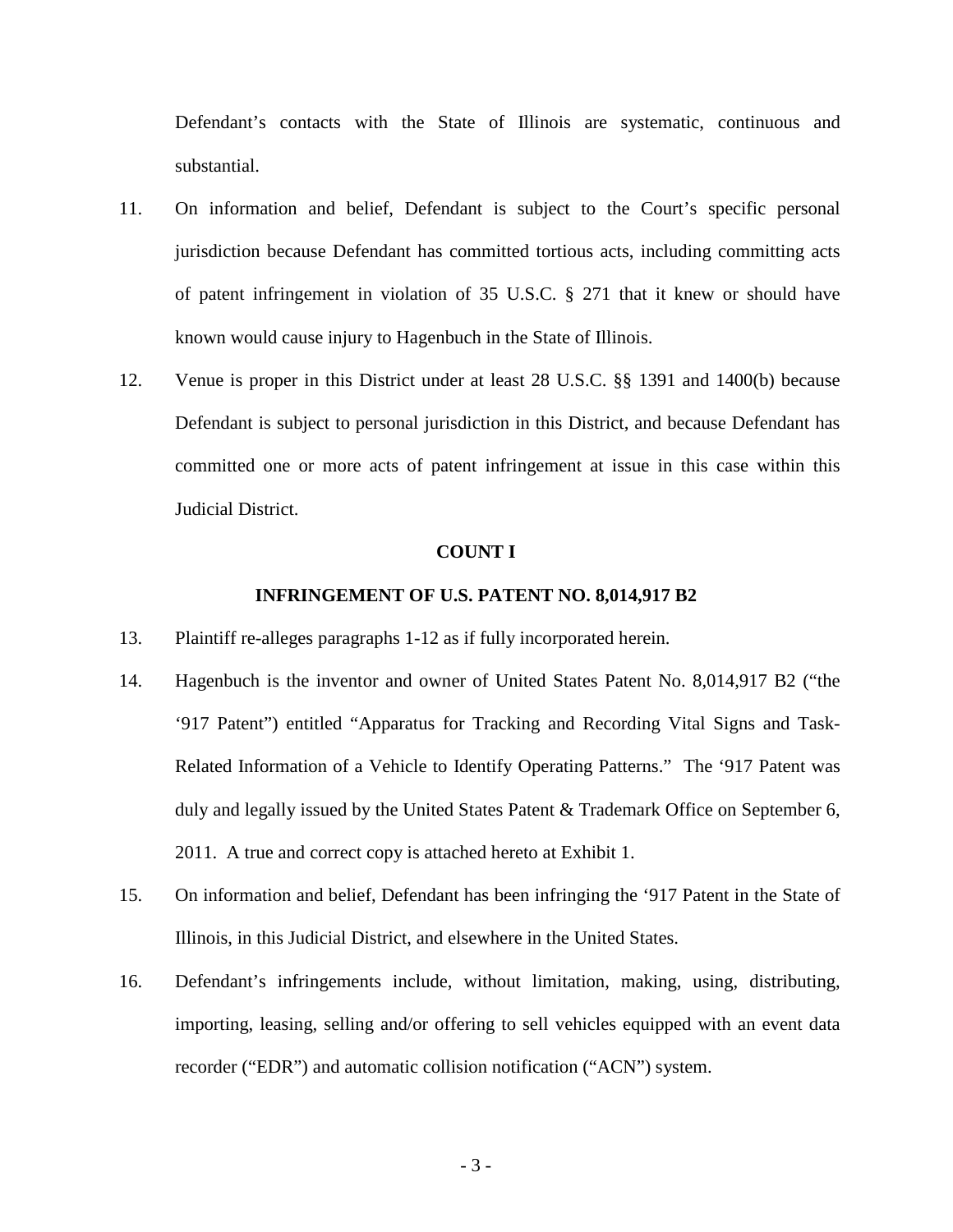Defendant's contacts with the State of Illinois are systematic, continuous and substantial.

11. On information and belief, Defendant is subject to the Court's specific personal jurisdiction because Defendant has committed tortious acts, including committing acts of patent infringement in violation of 35 U.S.C. § 271 that it knew or should have known would cause injury to Hagenbuch in the State of Illinois.

12. Venue is proper in this District under at least 28 U.S.C. §§ 1391 and 1400(b) because Defendant is subject to personal jurisdiction in this District, and because Defendant has committed one or more acts of patent infringement at issue in this case within this Judicial District.

**COUNT I**

**INFRINGEMENT OF U.S. PATENT NO. 8,014,917 B2**

13. Plaintiff re-alleges paragraphs 1-12 as if fully incorporated herein.

14. Hagenbuch is the inventor and owner of United States Patent No. 8,014,917 B2 ("the '917 Patent") entitled "Apparatus for Tracking and Recording Vital Signs and Task-Related Information of a Vehicle to Identify Operating Patterns." The '917 Patent was duly and legally issued by the United States Patent & Trademark Office on September 6, 2011. A true and correct copy is attached hereto at Exhibit 1.

15. On information and belief, Defendant has been infringing the '917 Patent in the State of Illinois, in this Judicial District, and elsewhere in the United States.

16. Defendant's infringements include, without limitation, making, using, distributing, importing, leasing, selling and/or offering to sell vehicles equipped with an event data recorder ("EDR") and automatic collision notification ("ACN") system.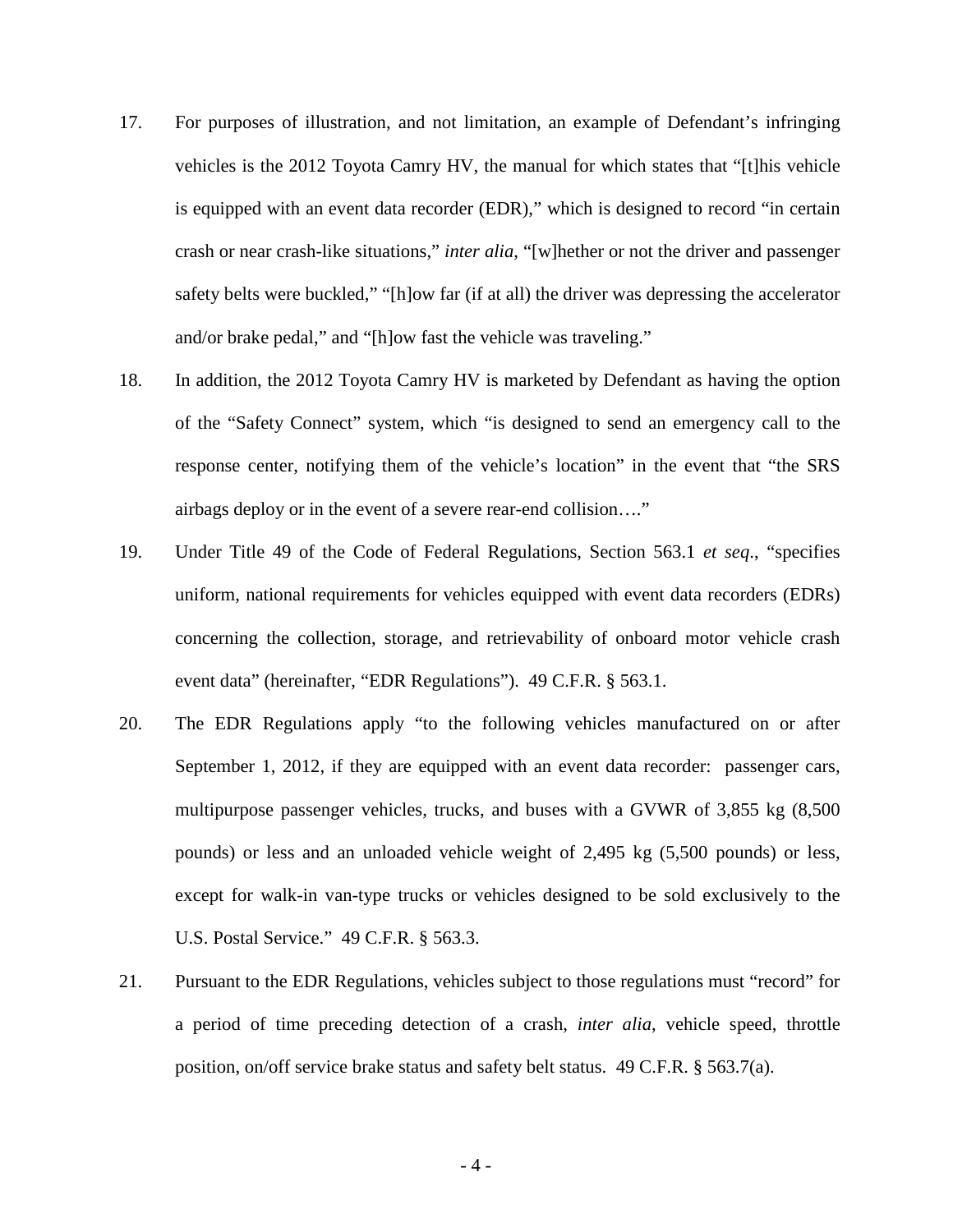17. For purposes of illustration, and not limitation, an example of Defendant's infringing vehicles is the 2012 Toyota Camry HV, the manual for which states that "[t]his vehicle is equipped with an event data recorder (EDR)," which is designed to record "in certain crash or near crash-like situations," *inter alia*, "[w]hether or not the driver and passenger safety belts were buckled," "[h]ow far (if at all) the driver was depressing the accelerator and/or brake pedal," and "[h]ow fast the vehicle was traveling."

18. In addition, the 2012 Toyota Camry HV is marketed by Defendant as having the option of the "Safety Connect" system, which "is designed to send an emergency call to the response center, notifying them of the vehicle's location" in the event that "the SRS airbags deploy or in the event of a severe rear-end collision…."

19. Under Title 49 of the Code of Federal Regulations, Section 563.1 *et seq.*, "specifies uniform, national requirements for vehicles equipped with event data recorders (EDRs) concerning the collection, storage, and retrievability of onboard motor vehicle crash event data" (hereinafter, "EDR Regulations"). 49 C.F.R. § 563.1.

20. The EDR Regulations apply "to the following vehicles manufactured on or after September 1, 2012, if they are equipped with an event data recorder: passenger cars, multipurpose passenger vehicles, trucks, and buses with a GVWR of 3,855 kg (8,500 pounds) or less and an unloaded vehicle weight of 2,495 kg (5,500 pounds) or less, except for walk-in van-type trucks or vehicles designed to be sold exclusively to the U.S. Postal Service." 49 C.F.R. § 563.3.

21. Pursuant to the EDR Regulations, vehicles subject to those regulations must "record" for a period of time preceding detection of a crash, *inter alia*, vehicle speed, throttle position, on/off service brake status and safety belt status. 49 C.F.R. § 563.7(a).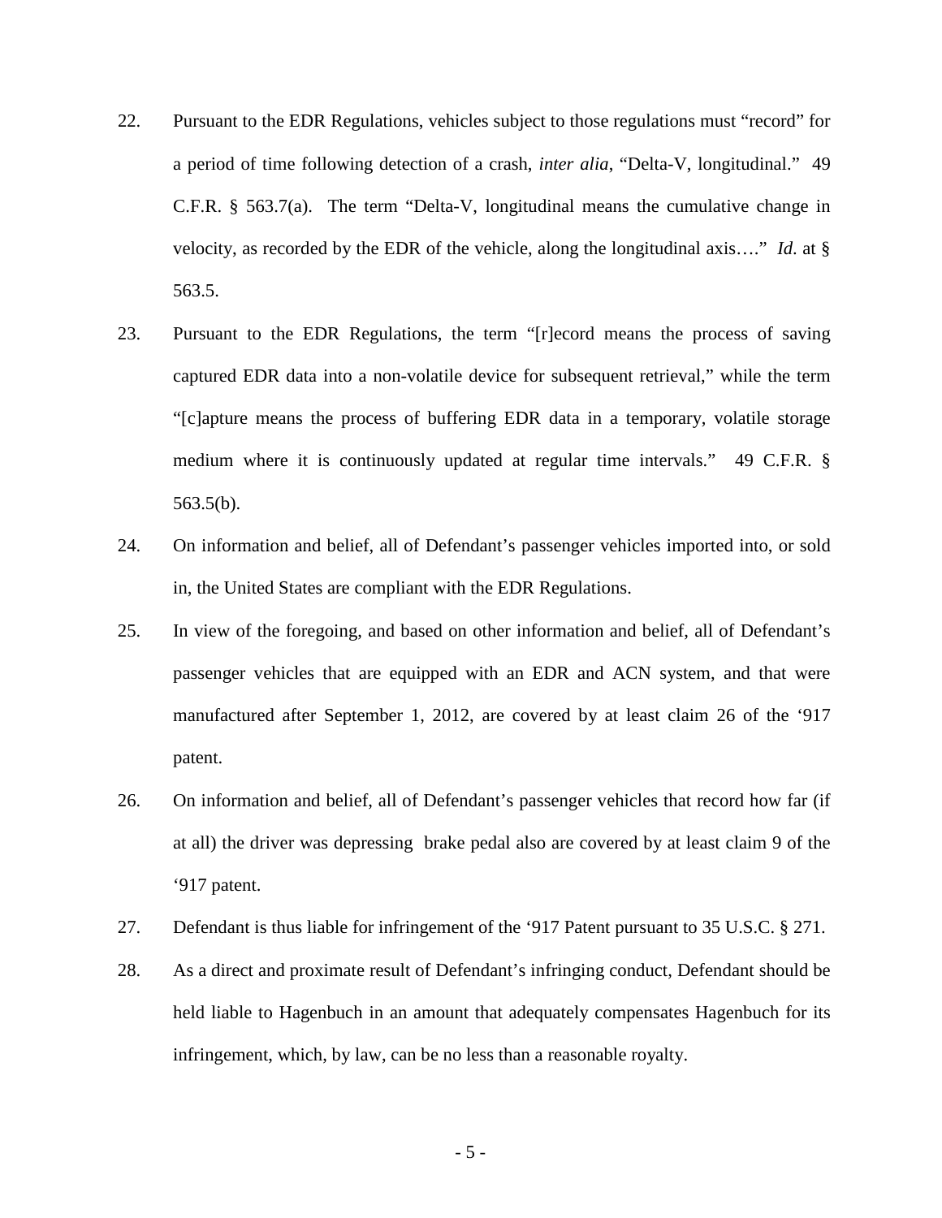22. Pursuant to the EDR Regulations, vehicles subject to those regulations must "record" for a period of time following detection of a crash, *inter alia*, "Delta-V, longitudinal." 49 C.F.R. § 563.7(a). The term "Delta-V, longitudinal means the cumulative change in velocity, as recorded by the EDR of the vehicle, along the longitudinal axis…." *Id*. at § 563.5.

23. Pursuant to the EDR Regulations, the term "[r]ecord means the process of saving captured EDR data into a non-volatile device for subsequent retrieval," while the term "[c]apture means the process of buffering EDR data in a temporary, volatile storage medium where it is continuously updated at regular time intervals." 49 C.F.R. § 563.5(b).

24. On information and belief, all of Defendant's passenger vehicles imported into, or sold in, the United States are compliant with the EDR Regulations.

25. In view of the foregoing, and based on other information and belief, all of Defendant's passenger vehicles that are equipped with an EDR and ACN system, and that were manufactured after September 1, 2012, are covered by at least claim 26 of the '917 patent.

26. On information and belief, all of Defendant's passenger vehicles that record how far (if at all) the driver was depressing brake pedal also are covered by at least claim 9 of the '917 patent.

27. Defendant is thus liable for infringement of the '917 Patent pursuant to 35 U.S.C. § 271.

28. As a direct and proximate result of Defendant's infringing conduct, Defendant should be held liable to Hagenbuch in an amount that adequately compensates Hagenbuch for its infringement, which, by law, can be no less than a reasonable royalty.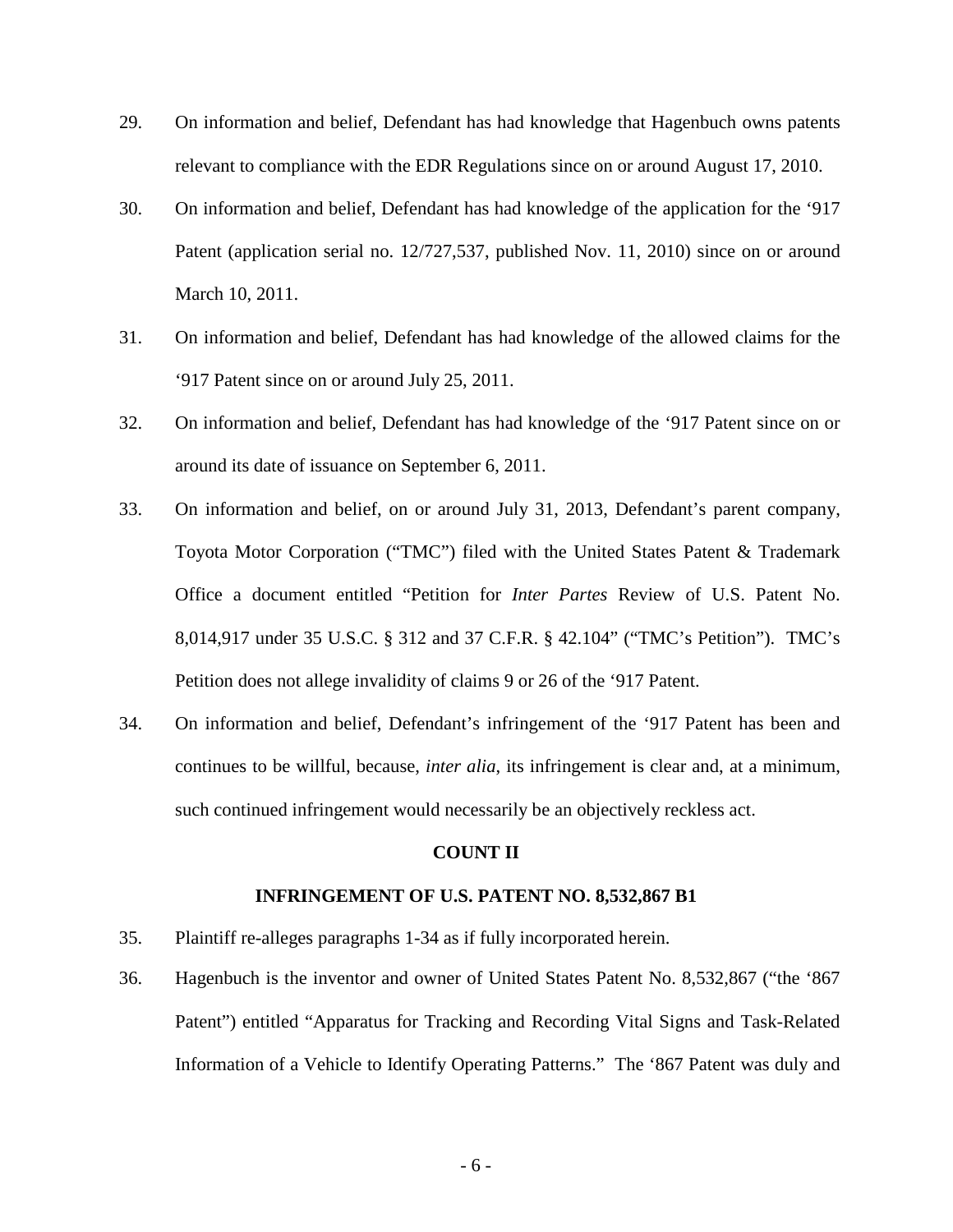29. On information and belief, Defendant has had knowledge that Hagenbuch owns patents relevant to compliance with the EDR Regulations since on or around August 17, 2010.

30. On information and belief, Defendant has had knowledge of the application for the '917 Patent (application serial no. 12/727,537, published Nov. 11, 2010) since on or around March 10, 2011.

31. On information and belief, Defendant has had knowledge of the allowed claims for the '917 Patent since on or around July 25, 2011.

32. On information and belief, Defendant has had knowledge of the '917 Patent since on or around its date of issuance on September 6, 2011.

33. On information and belief, on or around July 31, 2013, Defendant's parent company, Toyota Motor Corporation ("TMC") filed with the United States Patent & Trademark Office a document entitled "Petition for *Inter Partes* Review of U.S. Patent No. 8,014,917 under 35 U.S.C. § 312 and 37 C.F.R. § 42.104" ("TMC's Petition"). TMC's Petition does not allege invalidity of claims 9 or 26 of the '917 Patent.

34. On information and belief, Defendant's infringement of the '917 Patent has been and continues to be willful, because, *inter alia*, its infringement is clear and, at a minimum, such continued infringement would necessarily be an objectively reckless act.

## COUNT II

## INFRINGEMENT OF U.S. PATENT NO. 8,532,867 B1

35. Plaintiff re-alleges paragraphs 1-34 as if fully incorporated herein.

36. Hagenbuch is the inventor and owner of United States Patent No. 8,532,867 ("the '867 Patent") entitled "Apparatus for Tracking and Recording Vital Signs and Task-Related Information of a Vehicle to Identify Operating Patterns." The '867 Patent was duly and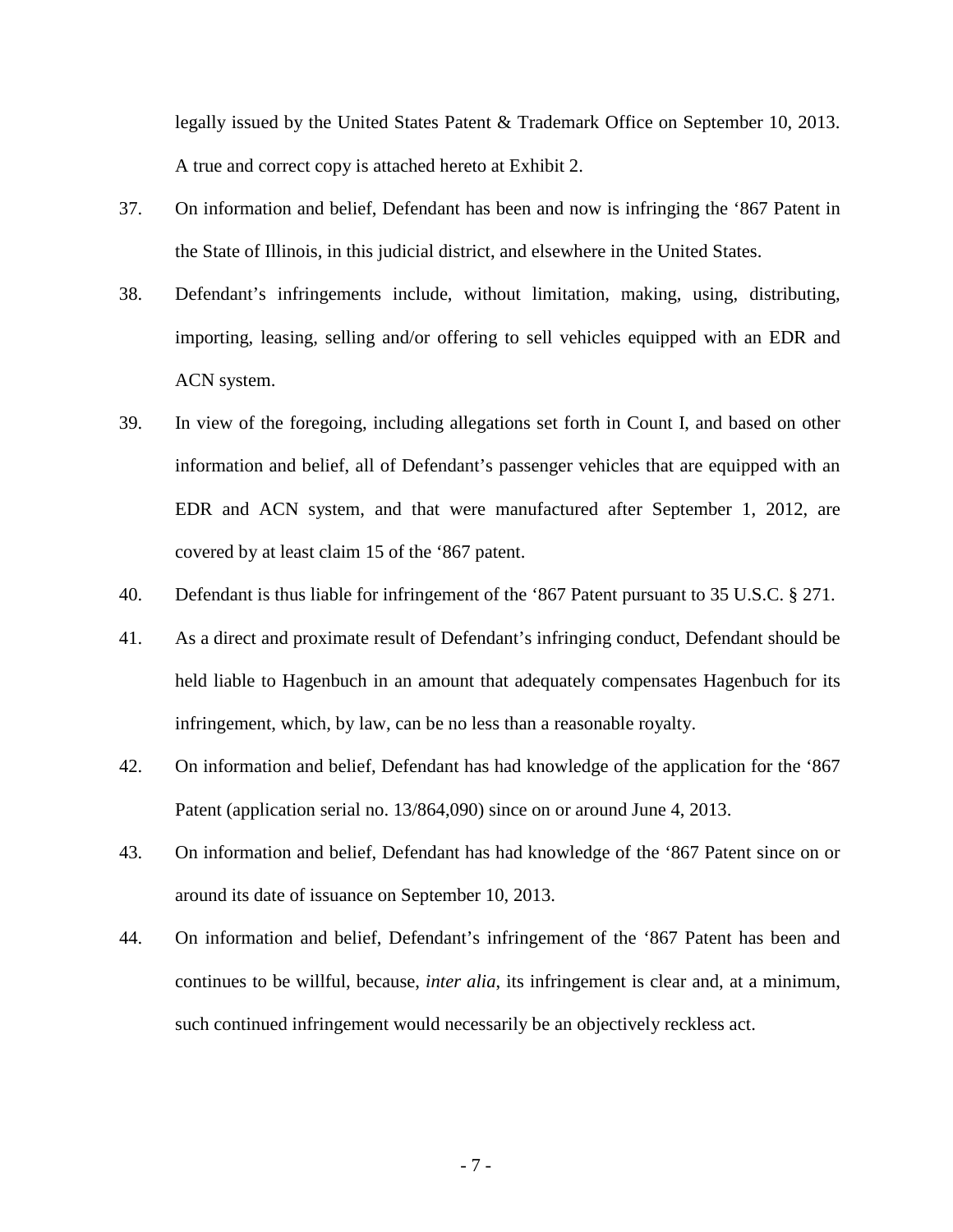legally issued by the United States Patent & Trademark Office on September 10, 2013. A true and correct copy is attached hereto at Exhibit 2.

37. On information and belief, Defendant has been and now is infringing the '867 Patent in the State of Illinois, in this judicial district, and elsewhere in the United States.

38. Defendant's infringements include, without limitation, making, using, distributing, importing, leasing, selling and/or offering to sell vehicles equipped with an EDR and ACN system.

39. In view of the foregoing, including allegations set forth in Count I, and based on other information and belief, all of Defendant's passenger vehicles that are equipped with an EDR and ACN system, and that were manufactured after September 1, 2012, are covered by at least claim 15 of the '867 patent.

40. Defendant is thus liable for infringement of the '867 Patent pursuant to 35 U.S.C. § 271.

41. As a direct and proximate result of Defendant's infringing conduct, Defendant should be held liable to Hagenbuch in an amount that adequately compensates Hagenbuch for its infringement, which, by law, can be no less than a reasonable royalty.

42. On information and belief, Defendant has had knowledge of the application for the '867 Patent (application serial no. 13/864,090) since on or around June 4, 2013.

43. On information and belief, Defendant has had knowledge of the '867 Patent since on or around its date of issuance on September 10, 2013.

44. On information and belief, Defendant's infringement of the '867 Patent has been and continues to be willful, because, *inter alia*, its infringement is clear and, at a minimum, such continued infringement would necessarily be an objectively reckless act.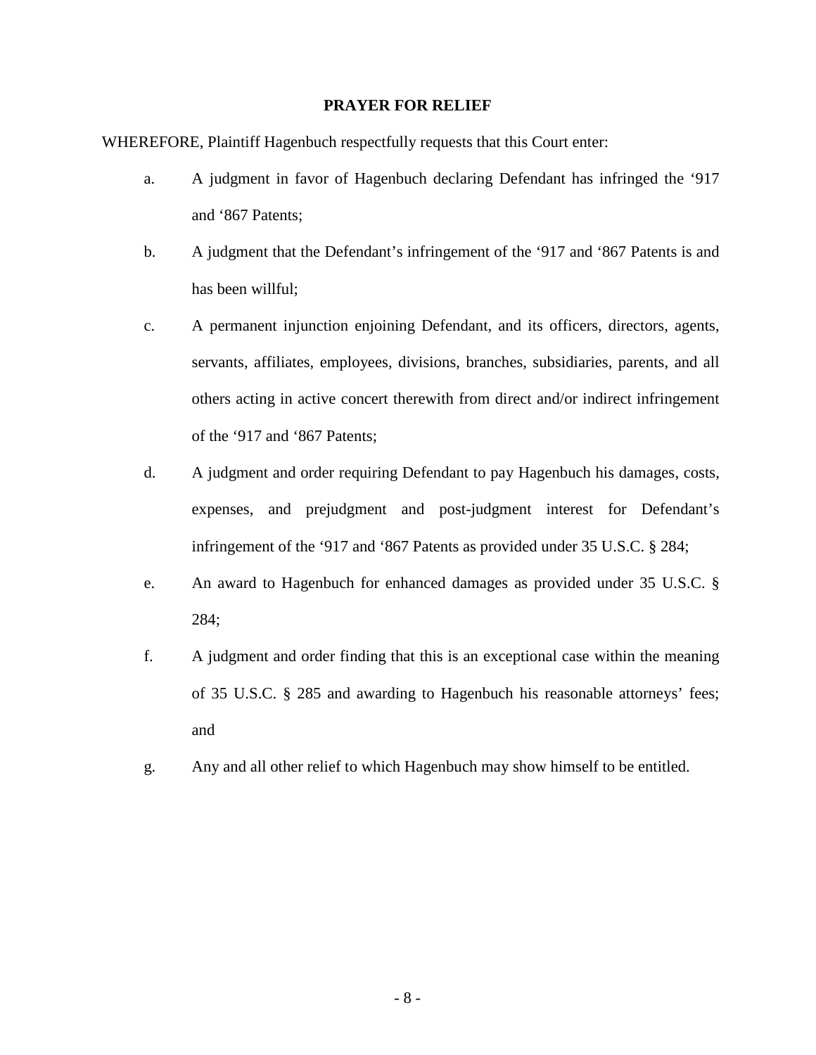**PRAYER FOR RELIEF**

WHEREFORE, Plaintiff Hagenbuch respectfully requests that this Court enter:

a. A judgment in favor of Hagenbuch declaring Defendant has infringed the '917 and '867 Patents;

b. A judgment that the Defendant's infringement of the '917 and '867 Patents is and has been willful;

c. A permanent injunction enjoining Defendant, and its officers, directors, agents, servants, affiliates, employees, divisions, branches, subsidiaries, parents, and all others acting in active concert therewith from direct and/or indirect infringement of the '917 and '867 Patents;

d. A judgment and order requiring Defendant to pay Hagenbuch his damages, costs, expenses, and prejudgment and post-judgment interest for Defendant's infringement of the '917 and '867 Patents as provided under 35 U.S.C. § 284;

e. An award to Hagenbuch for enhanced damages as provided under 35 U.S.C. § 284;

f. A judgment and order finding that this is an exceptional case within the meaning of 35 U.S.C. § 285 and awarding to Hagenbuch his reasonable attorneys' fees; and

g. Any and all other relief to which Hagenbuch may show himself to be entitled.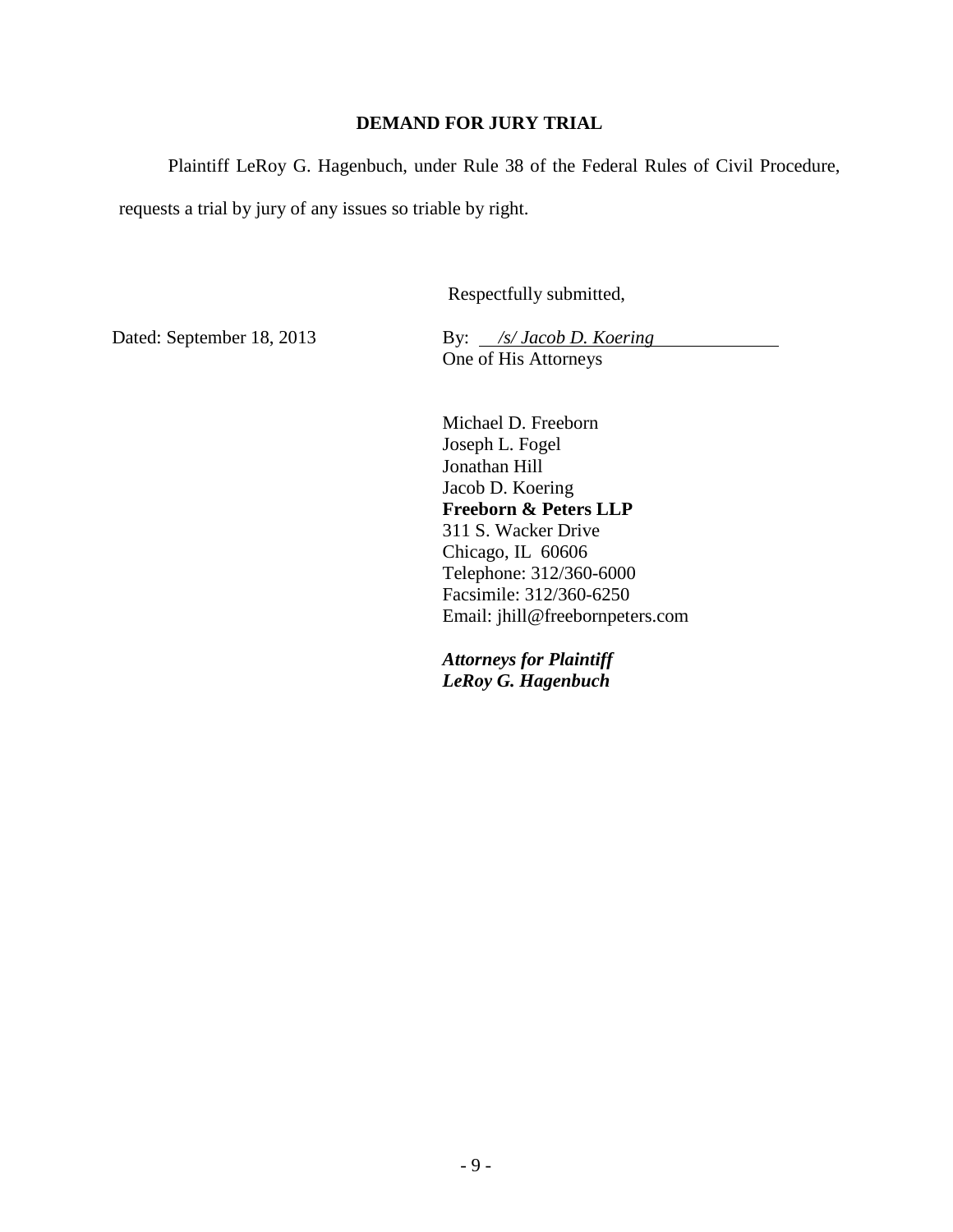## DEMAND FOR JURY TRIAL

Plaintiff LeRoy G. Hagenbuch, under Rule 38 of the Federal Rules of Civil Procedure, requests a trial by jury of any issues so triable by right.

Respectfully submitted,

Dated: September 18, 2013

By: *\/s/ Jacob D. Koering*
One of His Attorneys

Michael D. Freeborn
Joseph L. Fogel
Jonathan Hill
Jacob D. Koering
**Freeborn & Peters LLP**
311 S. Wacker Drive
Chicago, IL 60606
Telephone: 312/360-6000
Facsimile: 312/360-6250
Email: jhill@freebornpeters.com

***Attorneys for Plaintiff***
***LeRoy G. Hagenbuch***